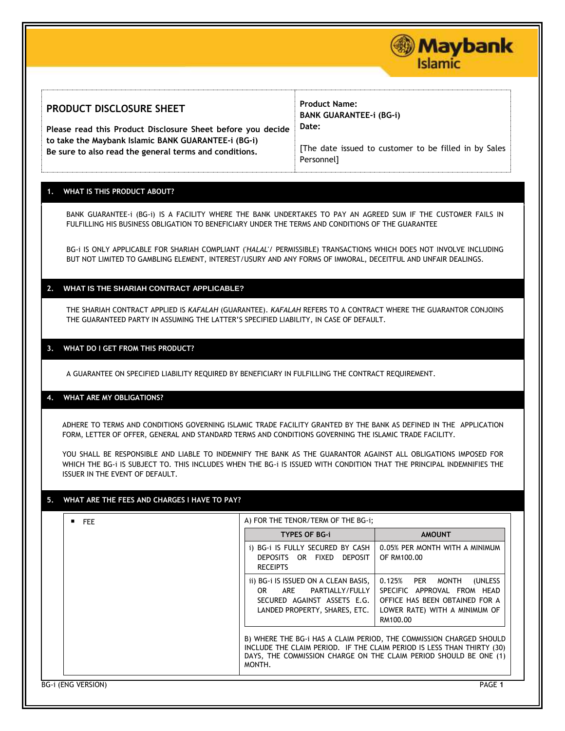| **PRODUCT DISCLOSURE SHEET**<br><br>**Please read this Product Disclosure Sheet before you decide to take the Maybank Islamic BANK GUARANTEE-i (BG-i)**<br>**Be sure to also read the general terms and conditions.** | **Product Name:**<br>**BANK GUARANTEE-i (BG-i)**<br>**Date:**<br><br>[The date issued to customer to be filled in by Sales Personnel] |
|---|---|

## 1. WHAT IS THIS PRODUCT ABOUT?

BANK GUARANTEE-i (BG-i) IS A FACILITY WHERE THE BANK UNDERTAKES TO PAY AN AGREED SUM IF THE CUSTOMER FAILS IN FULFILLING HIS BUSINESS OBLIGATION TO BENEFICIARY UNDER THE TERMS AND CONDITIONS OF THE GUARANTEE

BG-i IS ONLY APPLICABLE FOR SHARIAH COMPLIANT ('*HALAL*'/ PERMISSIBLE) TRANSACTIONS WHICH DOES NOT INVOLVE INCLUDING BUT NOT LIMITED TO GAMBLING ELEMENT, INTEREST/USURY AND ANY FORMS OF IMMORAL, DECEITFUL AND UNFAIR DEALINGS.

## 2. WHAT IS THE SHARIAH CONTRACT APPLICABLE?

THE SHARIAH CONTRACT APPLIED IS *KAFALAH* (GUARANTEE). *KAFALAH* REFERS TO A CONTRACT WHERE THE GUARANTOR CONJOINS THE GUARANTEED PARTY IN ASSUMING THE LATTER'S SPECIFIED LIABILITY, IN CASE OF DEFAULT.

## 3. WHAT DO I GET FROM THIS PRODUCT?

A GUARANTEE ON SPECIFIED LIABILITY REQUIRED BY BENEFICIARY IN FULFILLING THE CONTRACT REQUIREMENT.

## 4. WHAT ARE MY OBLIGATIONS?

ADHERE TO TERMS AND CONDITIONS GOVERNING ISLAMIC TRADE FACILITY GRANTED BY THE BANK AS DEFINED IN THE APPLICATION FORM, LETTER OF OFFER, GENERAL AND STANDARD TERMS AND CONDITIONS GOVERNING THE ISLAMIC TRADE FACILITY.

YOU SHALL BE RESPONSIBLE AND LIABLE TO INDEMNIFY THE BANK AS THE GUARANTOR AGAINST ALL OBLIGATIONS IMPOSED FOR WHICH THE BG-i IS SUBJECT TO. THIS INCLUDES WHEN THE BG-i IS ISSUED WITH CONDITION THAT THE PRINCIPAL INDEMNIFIES THE ISSUER IN THE EVENT OF DEFAULT.

## 5. WHAT ARE THE FEES AND CHARGES I HAVE TO PAY?

- FEE

A) FOR THE TENOR/TERM OF THE BG-i;

| TYPES OF BG-i | AMOUNT |
|---|---|
| i) BG-i IS FULLY SECURED BY CASH DEPOSITS OR FIXED DEPOSIT RECEIPTS | 0.05% PER MONTH WITH A MINIMUM OF RM100.00 |
| ii) BG-i IS ISSUED ON A CLEAN BASIS, OR ARE PARTIALLY/FULLY SECURED AGAINST ASSETS E.G. LANDED PROPERTY, SHARES, ETC. | 0.125% PER MONTH (UNLESS SPECIFIC APPROVAL FROM HEAD OFFICE HAS BEEN OBTAINED FOR A LOWER RATE) WITH A MINIMUM OF RM100.00 |

B) WHERE THE BG-i HAS A CLAIM PERIOD, THE COMMISSION CHARGED SHOULD INCLUDE THE CLAIM PERIOD. IF THE CLAIM PERIOD IS LESS THAN THIRTY (30) DAYS, THE COMMISSION CHARGE ON THE CLAIM PERIOD SHOULD BE ONE (1) MONTH.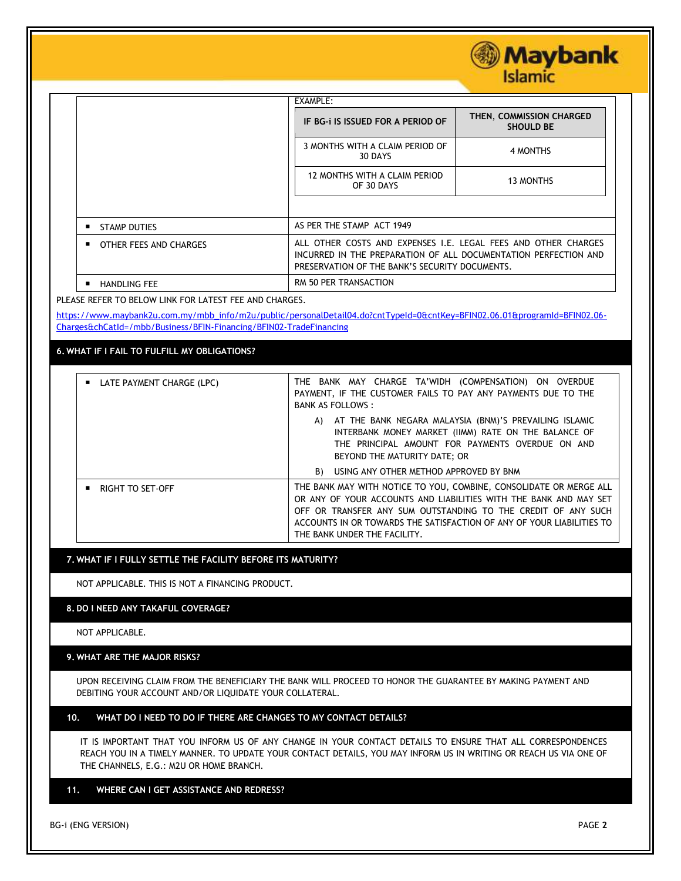| | EXAMPLE: |
|---|---|
| | <table><tr><th>IF BG-i IS ISSUED FOR A PERIOD OF</th><th>THEN, COMMISSION CHARGED SHOULD BE</th></tr><tr><td>3 MONTHS WITH A CLAIM PERIOD OF 30 DAYS</td><td>4 MONTHS</td></tr><tr><td>12 MONTHS WITH A CLAIM PERIOD OF 30 DAYS</td><td>13 MONTHS</td></tr></table> |
| ▪ STAMP DUTIES | AS PER THE STAMP ACT 1949 |
| ▪ OTHER FEES AND CHARGES | ALL OTHER COSTS AND EXPENSES I.E. LEGAL FEES AND OTHER CHARGES INCURRED IN THE PREPARATION OF ALL DOCUMENTATION PERFECTION AND PRESERVATION OF THE BANK'S SECURITY DOCUMENTS. |
| ▪ HANDLING FEE | RM 50 PER TRANSACTION |

PLEASE REFER TO BELOW LINK FOR LATEST FEE AND CHARGES.

https://www.maybank2u.com.my/mbb_info/m2u/public/personalDetail04.do?cntTypeId=0&cntKey=BFIN02.06.01&programId=BFIN02.06-Charges&chCatId=/mbb/Business/BFIN-Financing/BFIN02-TradeFinancing

## 6. WHAT IF I FAIL TO FULFILL MY OBLIGATIONS?

| | |
|---|---|
| ▪ LATE PAYMENT CHARGE (LPC) | THE BANK MAY CHARGE TA'WIDH (COMPENSATION) ON OVERDUE PAYMENT, IF THE CUSTOMER FAILS TO PAY ANY PAYMENTS DUE TO THE BANK AS FOLLOWS :<br>A) AT THE BANK NEGARA MALAYSIA (BNM)'S PREVAILING ISLAMIC INTERBANK MONEY MARKET (IIMM) RATE ON THE BALANCE OF THE PRINCIPAL AMOUNT FOR PAYMENTS OVERDUE ON AND BEYOND THE MATURITY DATE; OR<br>B) USING ANY OTHER METHOD APPROVED BY BNM |
| ▪ RIGHT TO SET-OFF | THE BANK MAY WITH NOTICE TO YOU, COMBINE, CONSOLIDATE OR MERGE ALL OR ANY OF YOUR ACCOUNTS AND LIABILITIES WITH THE BANK AND MAY SET OFF OR TRANSFER ANY SUM OUTSTANDING TO THE CREDIT OF ANY SUCH ACCOUNTS IN OR TOWARDS THE SATISFACTION OF ANY OF YOUR LIABILITIES TO THE BANK UNDER THE FACILITY. |

## 7. WHAT IF I FULLY SETTLE THE FACILITY BEFORE ITS MATURITY?

NOT APPLICABLE. THIS IS NOT A FINANCING PRODUCT.

## 8. DO I NEED ANY TAKAFUL COVERAGE?

NOT APPLICABLE.

## 9. WHAT ARE THE MAJOR RISKS?

UPON RECEIVING CLAIM FROM THE BENEFICIARY THE BANK WILL PROCEED TO HONOR THE GUARANTEE BY MAKING PAYMENT AND DEBITING YOUR ACCOUNT AND/OR LIQUIDATE YOUR COLLATERAL.

## 10. WHAT DO I NEED TO DO IF THERE ARE CHANGES TO MY CONTACT DETAILS?

IT IS IMPORTANT THAT YOU INFORM US OF ANY CHANGE IN YOUR CONTACT DETAILS TO ENSURE THAT ALL CORRESPONDENCES REACH YOU IN A TIMELY MANNER. TO UPDATE YOUR CONTACT DETAILS, YOU MAY INFORM US IN WRITING OR REACH US VIA ONE OF THE CHANNELS, E.G.: M2U OR HOME BRANCH.

## 11. WHERE CAN I GET ASSISTANCE AND REDRESS?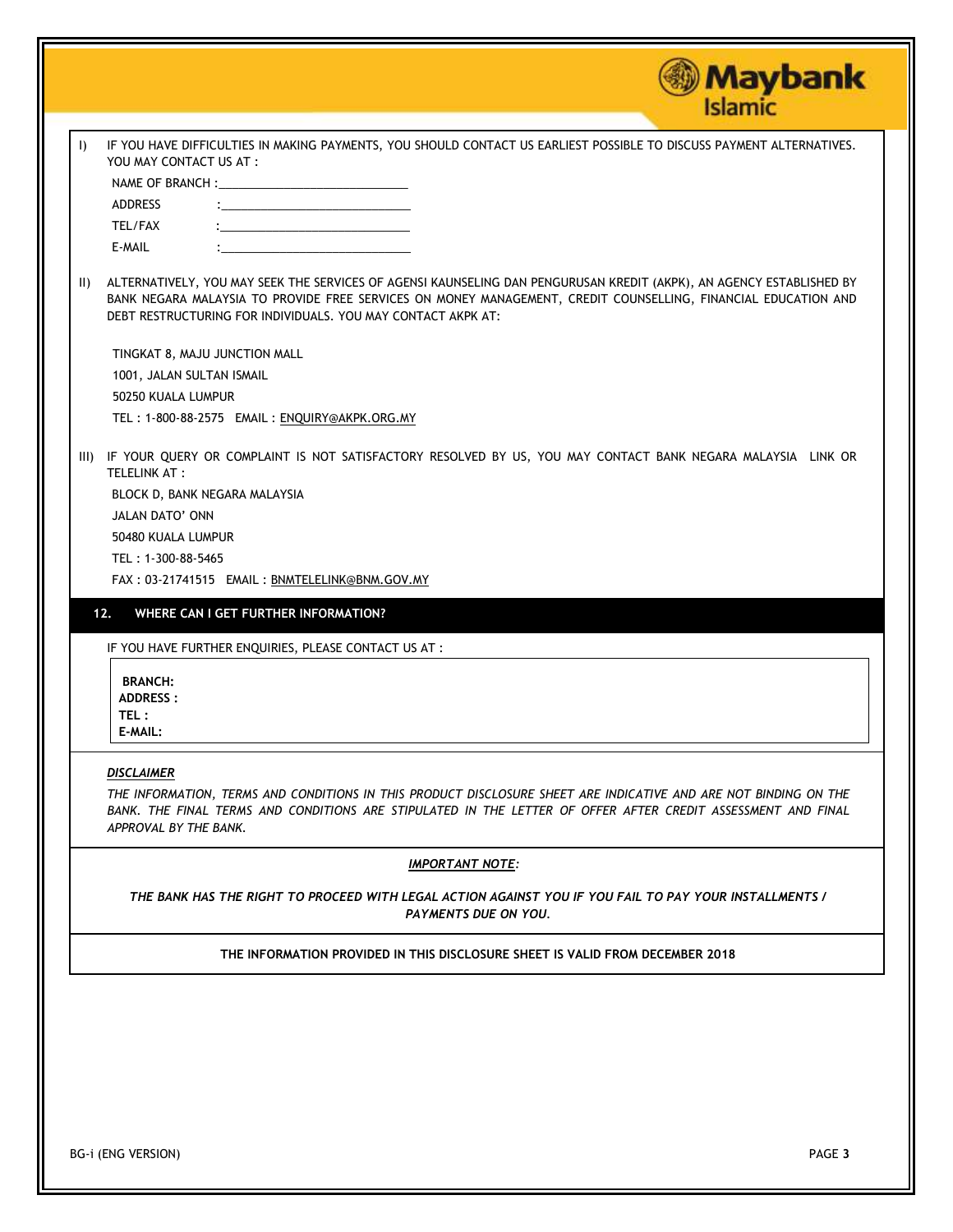I) IF YOU HAVE DIFFICULTIES IN MAKING PAYMENTS, YOU SHOULD CONTACT US EARLIEST POSSIBLE TO DISCUSS PAYMENT ALTERNATIVES. YOU MAY CONTACT US AT :

NAME OF BRANCH : ____________________________

ADDRESS : ____________________________

TEL/FAX : ____________________________

E-MAIL : ____________________________

II) ALTERNATIVELY, YOU MAY SEEK THE SERVICES OF AGENSI KAUNSELING DAN PENGURUSAN KREDIT (AKPK), AN AGENCY ESTABLISHED BY BANK NEGARA MALAYSIA TO PROVIDE FREE SERVICES ON MONEY MANAGEMENT, CREDIT COUNSELLING, FINANCIAL EDUCATION AND DEBT RESTRUCTURING FOR INDIVIDUALS. YOU MAY CONTACT AKPK AT:

TINGKAT 8, MAJU JUNCTION MALL
1001, JALAN SULTAN ISMAIL
50250 KUALA LUMPUR
TEL : 1-800-88-2575 EMAIL : ENQUIRY@AKPK.ORG.MY

III) IF YOUR QUERY OR COMPLAINT IS NOT SATISFACTORY RESOLVED BY US, YOU MAY CONTACT BANK NEGARA MALAYSIA LINK OR TELELINK AT :

BLOCK D, BANK NEGARA MALAYSIA
JALAN DATO' ONN
50480 KUALA LUMPUR
TEL : 1-300-88-5465
FAX : 03-21741515 EMAIL : BNMTELELINK@BNM.GOV.MY

## 12. WHERE CAN I GET FURTHER INFORMATION?

IF YOU HAVE FURTHER ENQUIRIES, PLEASE CONTACT US AT :

**BRANCH:**
**ADDRESS :**
**TEL :**
**E-MAIL:**

***DISCLAIMER***

*THE INFORMATION, TERMS AND CONDITIONS IN THIS PRODUCT DISCLOSURE SHEET ARE INDICATIVE AND ARE NOT BINDING ON THE BANK. THE FINAL TERMS AND CONDITIONS ARE STIPULATED IN THE LETTER OF OFFER AFTER CREDIT ASSESSMENT AND FINAL APPROVAL BY THE BANK.*

***IMPORTANT NOTE:***

***THE BANK HAS THE RIGHT TO PROCEED WITH LEGAL ACTION AGAINST YOU IF YOU FAIL TO PAY YOUR INSTALLMENTS / PAYMENTS DUE ON YOU.***

**THE INFORMATION PROVIDED IN THIS DISCLOSURE SHEET IS VALID FROM DECEMBER 2018**